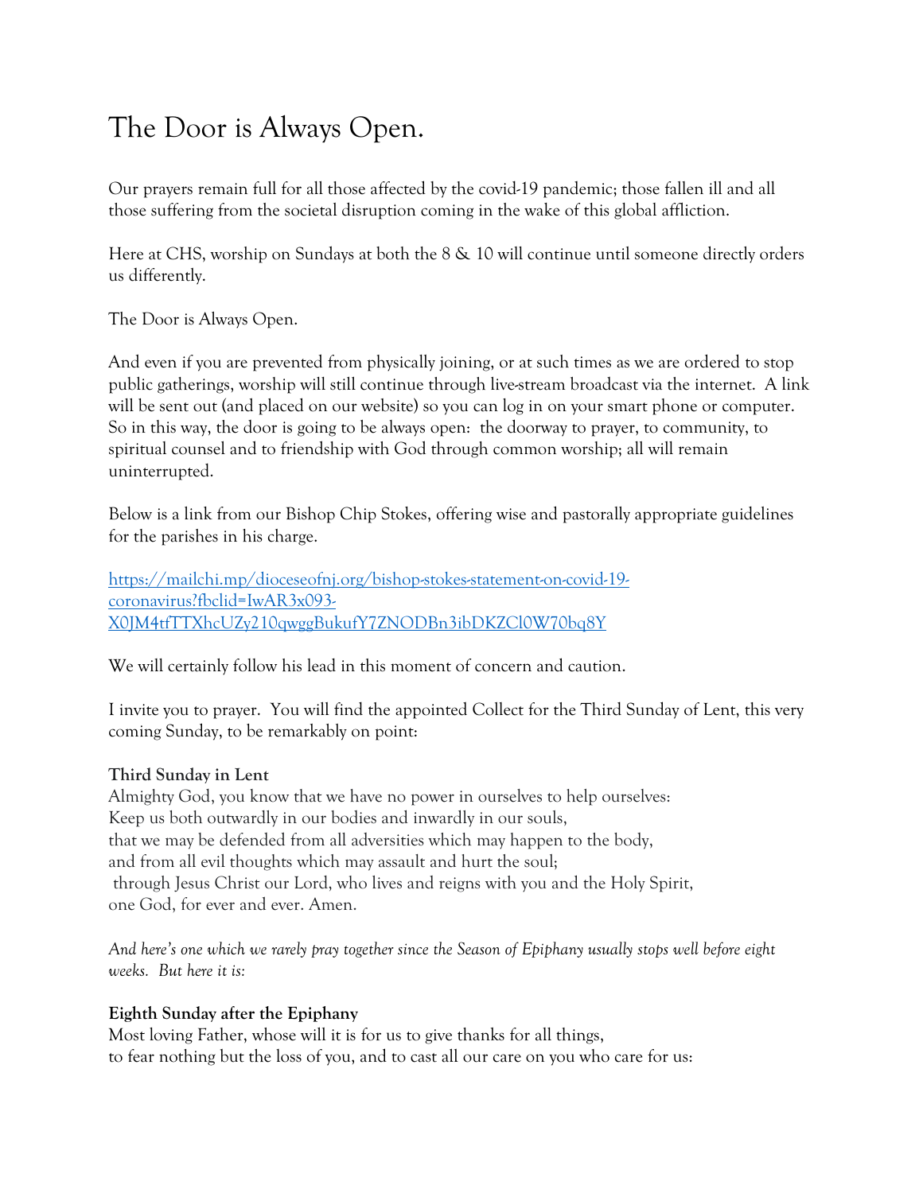# The Door is Always Open.

Our prayers remain full for all those affected by the covid-19 pandemic; those fallen ill and all those suffering from the societal disruption coming in the wake of this global affliction.

Here at CHS, worship on Sundays at both the 8 & 10 will continue until someone directly orders us differently.

The Door is Always Open.

And even if you are prevented from physically joining, or at such times as we are ordered to stop public gatherings, worship will still continue through live-stream broadcast via the internet. A link will be sent out (and placed on our website) so you can log in on your smart phone or computer. So in this way, the door is going to be always open: the doorway to prayer, to community, to spiritual counsel and to friendship with God through common worship; all will remain uninterrupted.

Below is a link from our Bishop Chip Stokes, offering wise and pastorally appropriate guidelines for the parishes in his charge.

[https://mailchi.mp/dioceseofnj.org/bishop-stokes-statement-on-covid-19-coronavirus?fbclid=IwAR3x093-X0JM4tfTTXhcUZy210qwggBukufY7ZNODBn3ibDKZCl0W70bq8Y](https://mailchi.mp/dioceseofnj.org/bishop-stokes-statement-on-covid-19-coronavirus?fbclid=IwAR3x093-X0JM4tfTTXhcUZy210qwggBukufY7ZNODBn3ibDKZCl0W70bq8Y)

We will certainly follow his lead in this moment of concern and caution.

I invite you to prayer. You will find the appointed Collect for the Third Sunday of Lent, this very coming Sunday, to be remarkably on point:

**Third Sunday in Lent**
Almighty God, you know that we have no power in ourselves to help ourselves:
Keep us both outwardly in our bodies and inwardly in our souls,
that we may be defended from all adversities which may happen to the body,
and from all evil thoughts which may assault and hurt the soul;
through Jesus Christ our Lord, who lives and reigns with you and the Holy Spirit,
one God, for ever and ever. Amen.

*And here's one which we rarely pray together since the Season of Epiphany usually stops well before eight weeks. But here it is:*

**Eighth Sunday after the Epiphany**
Most loving Father, whose will it is for us to give thanks for all things,
to fear nothing but the loss of you, and to cast all our care on you who care for us: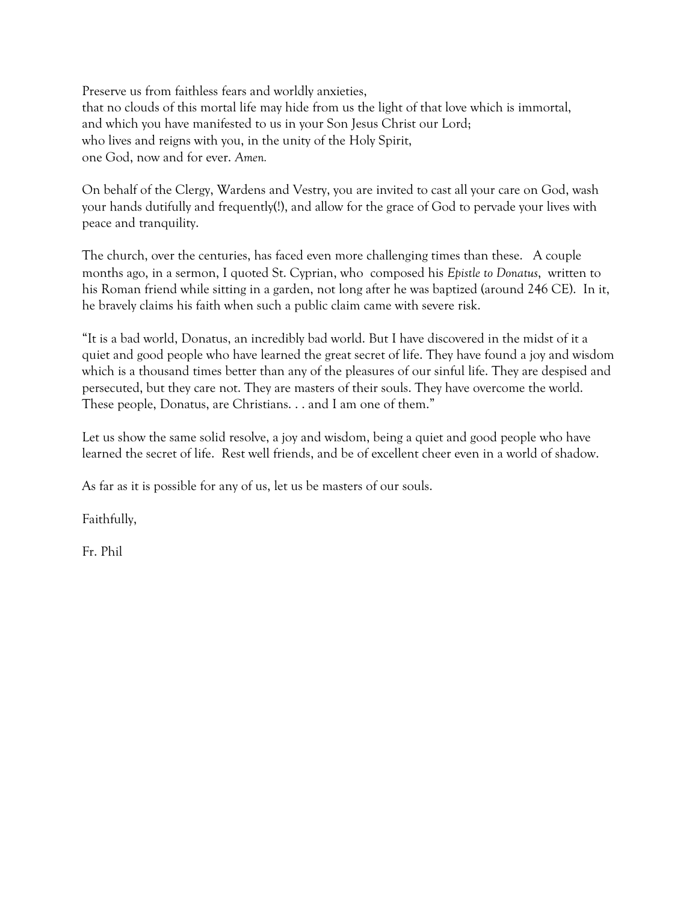Preserve us from faithless fears and worldly anxieties,
that no clouds of this mortal life may hide from us the light of that love which is immortal,
and which you have manifested to us in your Son Jesus Christ our Lord;
who lives and reigns with you, in the unity of the Holy Spirit,
one God, now and for ever. *Amen.*

On behalf of the Clergy, Wardens and Vestry, you are invited to cast all your care on God, wash your hands dutifully and frequently(!), and allow for the grace of God to pervade your lives with peace and tranquility.

The church, over the centuries, has faced even more challenging times than these. A couple months ago, in a sermon, I quoted St. Cyprian, who composed his *Epistle to Donatus*, written to his Roman friend while sitting in a garden, not long after he was baptized (around 246 CE). In it, he bravely claims his faith when such a public claim came with severe risk.

"It is a bad world, Donatus, an incredibly bad world. But I have discovered in the midst of it a quiet and good people who have learned the great secret of life. They have found a joy and wisdom which is a thousand times better than any of the pleasures of our sinful life. They are despised and persecuted, but they care not. They are masters of their souls. They have overcome the world. These people, Donatus, are Christians. . . and I am one of them."

Let us show the same solid resolve, a joy and wisdom, being a quiet and good people who have learned the secret of life. Rest well friends, and be of excellent cheer even in a world of shadow.

As far as it is possible for any of us, let us be masters of our souls.

Faithfully,

Fr. Phil